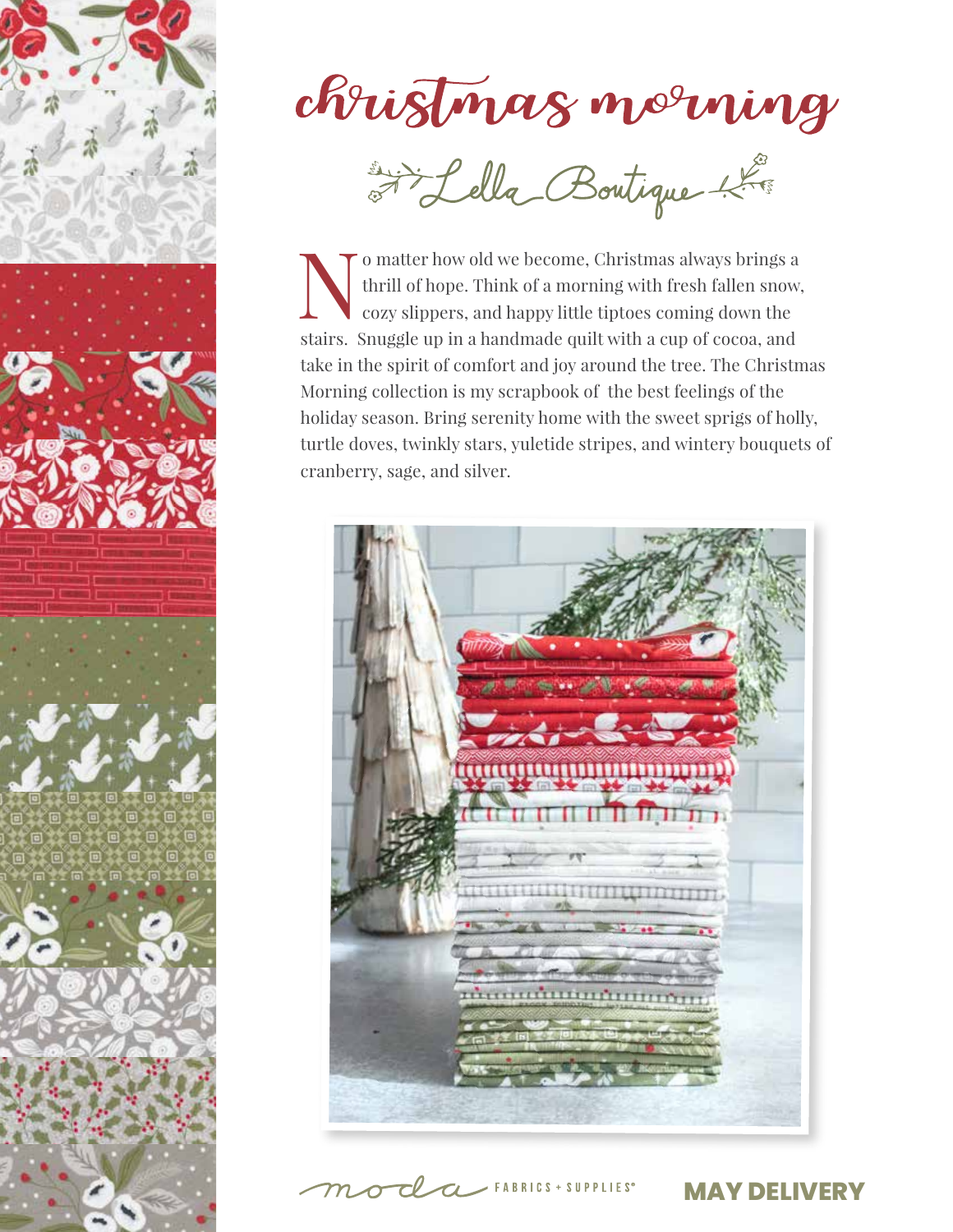# christmas morning

## Lella Boutique

No matter how old we become, Christmas always brings a thrill of hope. Think of a morning with fresh fallen snow, cozy slippers, and happy little tiptoes coming down the stairs. Snuggle up in a handmade quilt with a cup of cocoa, and take in the spirit of comfort and joy around the tree. The Christmas Morning collection is my scrapbook of the best feelings of the holiday season. Bring serenity home with the sweet sprigs of holly, turtle doves, twinkly stars, yuletide stripes, and wintery bouquets of cranberry, sage, and silver.

moda FABRICS + SUPPLIES®

**MAY DELIVERY**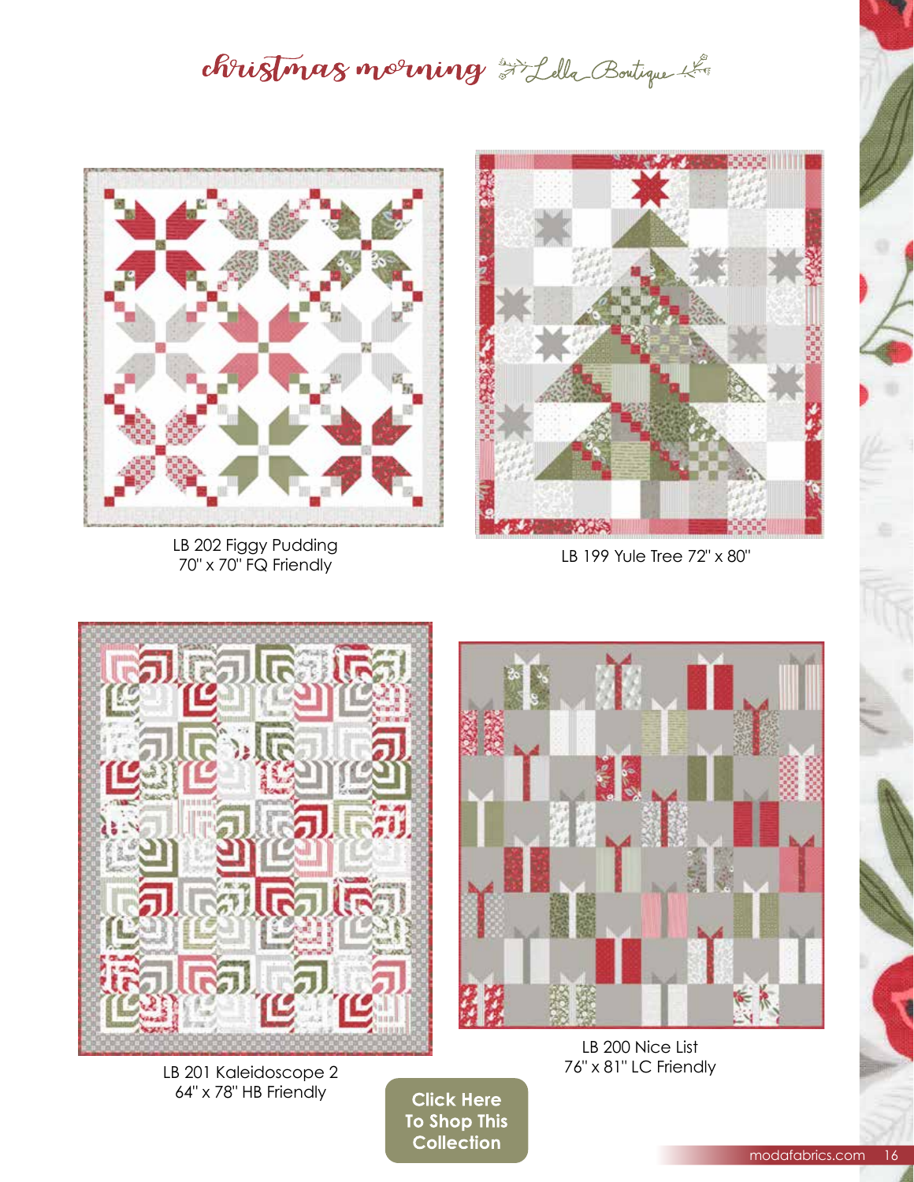# christmas morning — Lella Boutique

LB 202 Figgy Pudding
70" x 70" FQ Friendly

LB 199 Yule Tree 72" x 80"

LB 201 Kaleidoscope 2
64" x 78" HB Friendly

LB 200 Nice List
76" x 81" LC Friendly

**Click Here To Shop This Collection**

modafabrics.com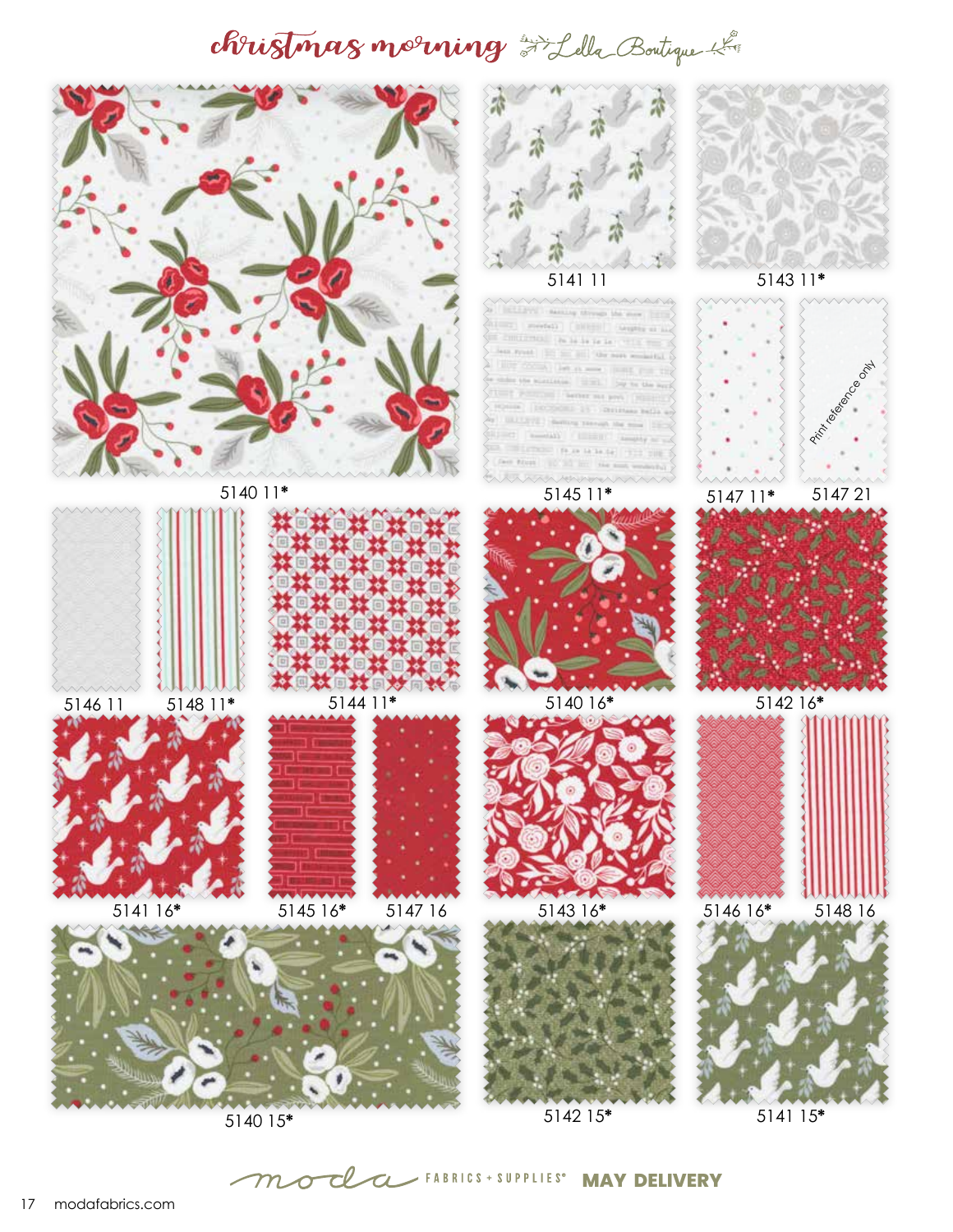# christmas morning — Lella Boutique

5140 11*

5141 11

5143 11*

5145 11*

5147 11*

5147 21

Print reference only

5146 11

5148 11*

5144 11*

5140 16*

5142 16*

5141 16*

5145 16*

5147 16

5143 16*

5146 16*

5148 16

5140 15*

5142 15*

5141 15*

moda FABRICS + SUPPLIES® **MAY DELIVERY**

modafabrics.com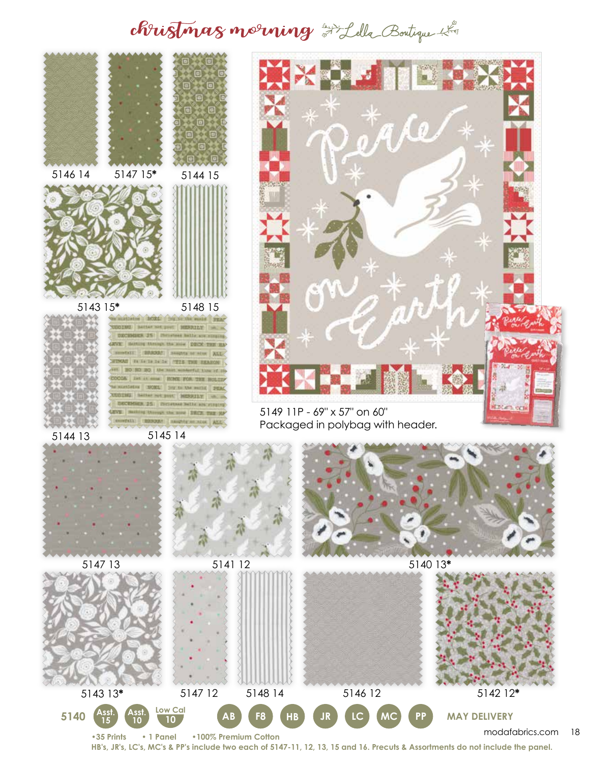# christmas morning

Lella Boutique

5146 14

5147 15*

5144 15

5143 15*

5148 15

5144 13

5145 14

5149 11P - 69" x 57" on 60"
Packaged in polybag with header.

5147 13

5141 12

5140 13*

5143 13*

5147 12

5148 14

5146 12

5142 12*

5140 Asst. 15 Asst. 10 Low Cal 10 AB F8 HB JR LC MC PP **MAY DELIVERY**

•35 Prints • 1 Panel •100% Premium Cotton

modafabrics.com

HB's, JR's, LC's, MC's & PP's include two each of 5147-11, 12, 13, 15 and 16. Precuts & Assortments do not include the panel.